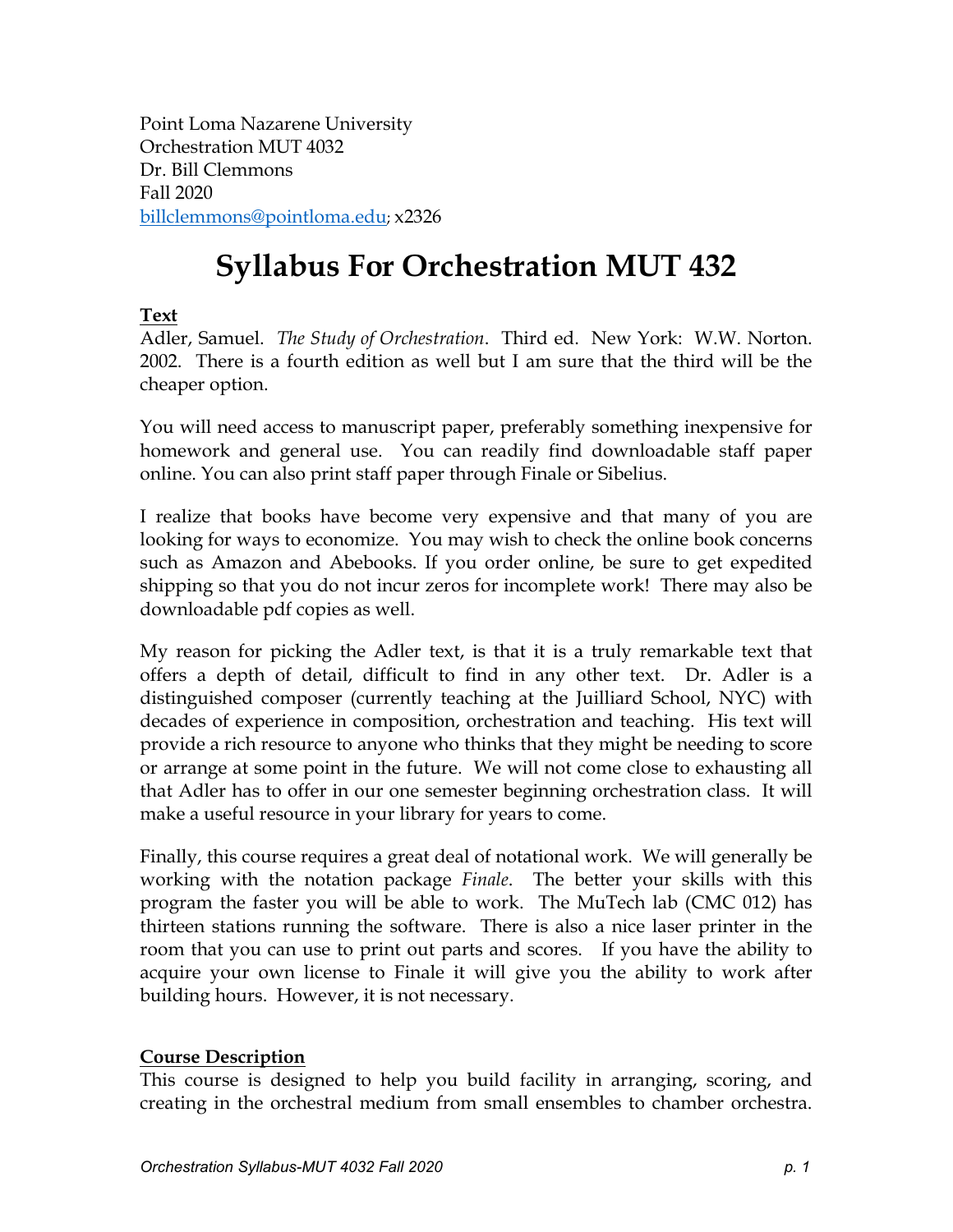Point Loma Nazarene University
Orchestration MUT 4032
Dr. Bill Clemmons
Fall 2020
billclemmons@pointloma.edu; x2326

# Syllabus For Orchestration MUT 432

**Text**

Adler, Samuel. *The Study of Orchestration*. Third ed. New York: W.W. Norton. 2002. There is a fourth edition as well but I am sure that the third will be the cheaper option.

You will need access to manuscript paper, preferably something inexpensive for homework and general use. You can readily find downloadable staff paper online. You can also print staff paper through Finale or Sibelius.

I realize that books have become very expensive and that many of you are looking for ways to economize. You may wish to check the online book concerns such as Amazon and Abebooks. If you order online, be sure to get expedited shipping so that you do not incur zeros for incomplete work! There may also be downloadable pdf copies as well.

My reason for picking the Adler text, is that it is a truly remarkable text that offers a depth of detail, difficult to find in any other text. Dr. Adler is a distinguished composer (currently teaching at the Juilliard School, NYC) with decades of experience in composition, orchestration and teaching. His text will provide a rich resource to anyone who thinks that they might be needing to score or arrange at some point in the future. We will not come close to exhausting all that Adler has to offer in our one semester beginning orchestration class. It will make a useful resource in your library for years to come.

Finally, this course requires a great deal of notational work. We will generally be working with the notation package *Finale*. The better your skills with this program the faster you will be able to work. The MuTech lab (CMC 012) has thirteen stations running the software. There is also a nice laser printer in the room that you can use to print out parts and scores. If you have the ability to acquire your own license to Finale it will give you the ability to work after building hours. However, it is not necessary.

**Course Description**

This course is designed to help you build facility in arranging, scoring, and creating in the orchestral medium from small ensembles to chamber orchestra.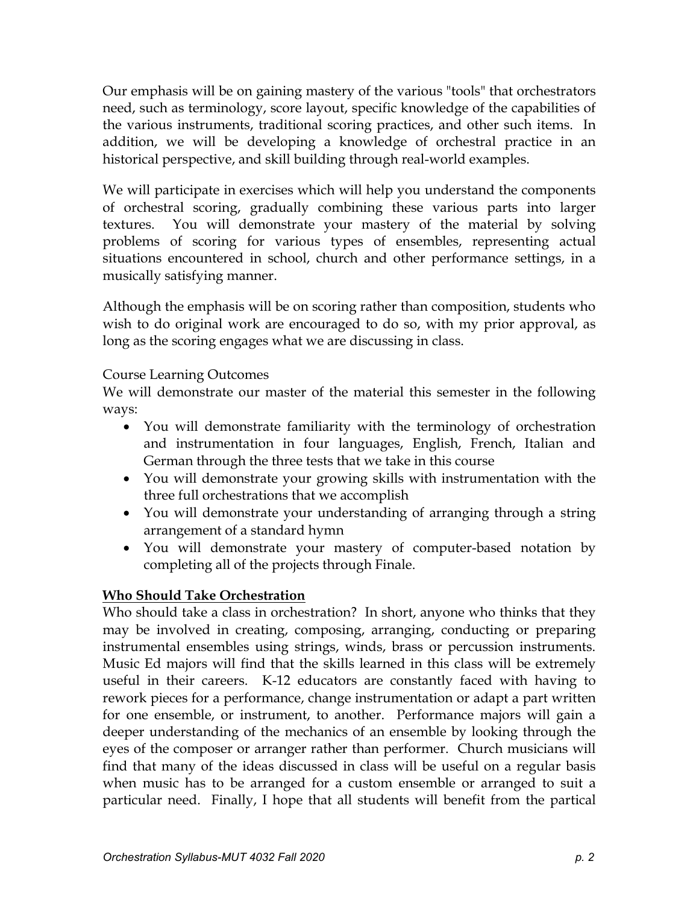Our emphasis will be on gaining mastery of the various "tools" that orchestrators need, such as terminology, score layout, specific knowledge of the capabilities of the various instruments, traditional scoring practices, and other such items. In addition, we will be developing a knowledge of orchestral practice in an historical perspective, and skill building through real-world examples.

We will participate in exercises which will help you understand the components of orchestral scoring, gradually combining these various parts into larger textures. You will demonstrate your mastery of the material by solving problems of scoring for various types of ensembles, representing actual situations encountered in school, church and other performance settings, in a musically satisfying manner.

Although the emphasis will be on scoring rather than composition, students who wish to do original work are encouraged to do so, with my prior approval, as long as the scoring engages what we are discussing in class.

Course Learning Outcomes

We will demonstrate our master of the material this semester in the following ways:

- You will demonstrate familiarity with the terminology of orchestration and instrumentation in four languages, English, French, Italian and German through the three tests that we take in this course
- You will demonstrate your growing skills with instrumentation with the three full orchestrations that we accomplish
- You will demonstrate your understanding of arranging through a string arrangement of a standard hymn
- You will demonstrate your mastery of computer-based notation by completing all of the projects through Finale.

## **Who Should Take Orchestration**

Who should take a class in orchestration? In short, anyone who thinks that they may be involved in creating, composing, arranging, conducting or preparing instrumental ensembles using strings, winds, brass or percussion instruments. Music Ed majors will find that the skills learned in this class will be extremely useful in their careers. K-12 educators are constantly faced with having to rework pieces for a performance, change instrumentation or adapt a part written for one ensemble, or instrument, to another. Performance majors will gain a deeper understanding of the mechanics of an ensemble by looking through the eyes of the composer or arranger rather than performer. Church musicians will find that many of the ideas discussed in class will be useful on a regular basis when music has to be arranged for a custom ensemble or arranged to suit a particular need. Finally, I hope that all students will benefit from the partical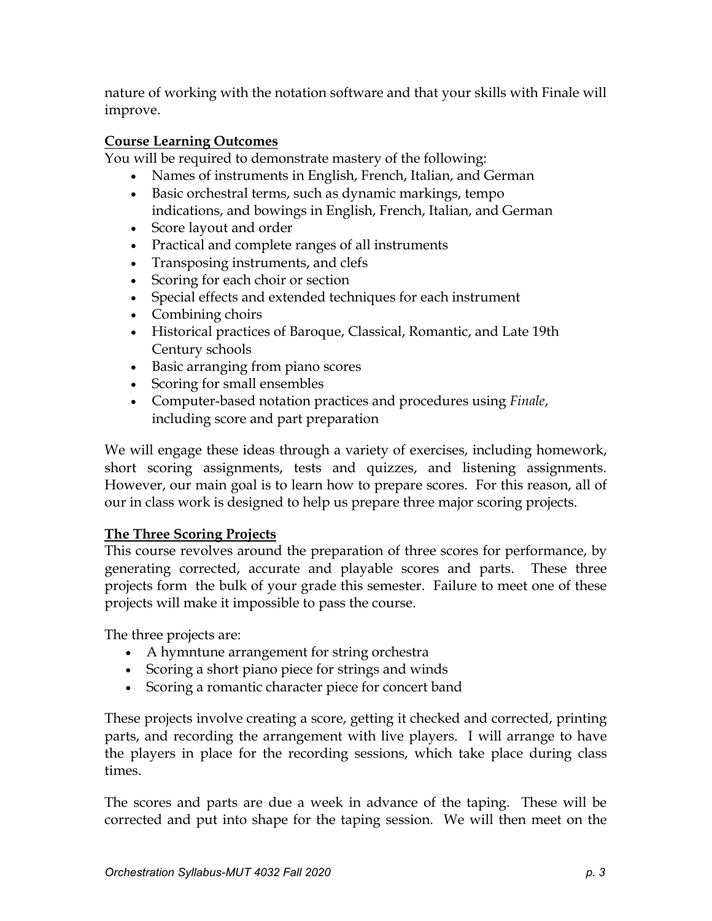nature of working with the notation software and that your skills with Finale will improve.

**Course Learning Outcomes**

You will be required to demonstrate mastery of the following:

- Names of instruments in English, French, Italian, and German
- Basic orchestral terms, such as dynamic markings, tempo indications, and bowings in English, French, Italian, and German
- Score layout and order
- Practical and complete ranges of all instruments
- Transposing instruments, and clefs
- Scoring for each choir or section
- Special effects and extended techniques for each instrument
- Combining choirs
- Historical practices of Baroque, Classical, Romantic, and Late 19th Century schools
- Basic arranging from piano scores
- Scoring for small ensembles
- Computer-based notation practices and procedures using *Finale*, including score and part preparation

We will engage these ideas through a variety of exercises, including homework, short scoring assignments, tests and quizzes, and listening assignments. However, our main goal is to learn how to prepare scores. For this reason, all of our in class work is designed to help us prepare three major scoring projects.

**The Three Scoring Projects**

This course revolves around the preparation of three scores for performance, by generating corrected, accurate and playable scores and parts. These three projects form the bulk of your grade this semester. Failure to meet one of these projects will make it impossible to pass the course.

The three projects are:

- A hymntune arrangement for string orchestra
- Scoring a short piano piece for strings and winds
- Scoring a romantic character piece for concert band

These projects involve creating a score, getting it checked and corrected, printing parts, and recording the arrangement with live players. I will arrange to have the players in place for the recording sessions, which take place during class times.

The scores and parts are due a week in advance of the taping. These will be corrected and put into shape for the taping session. We will then meet on the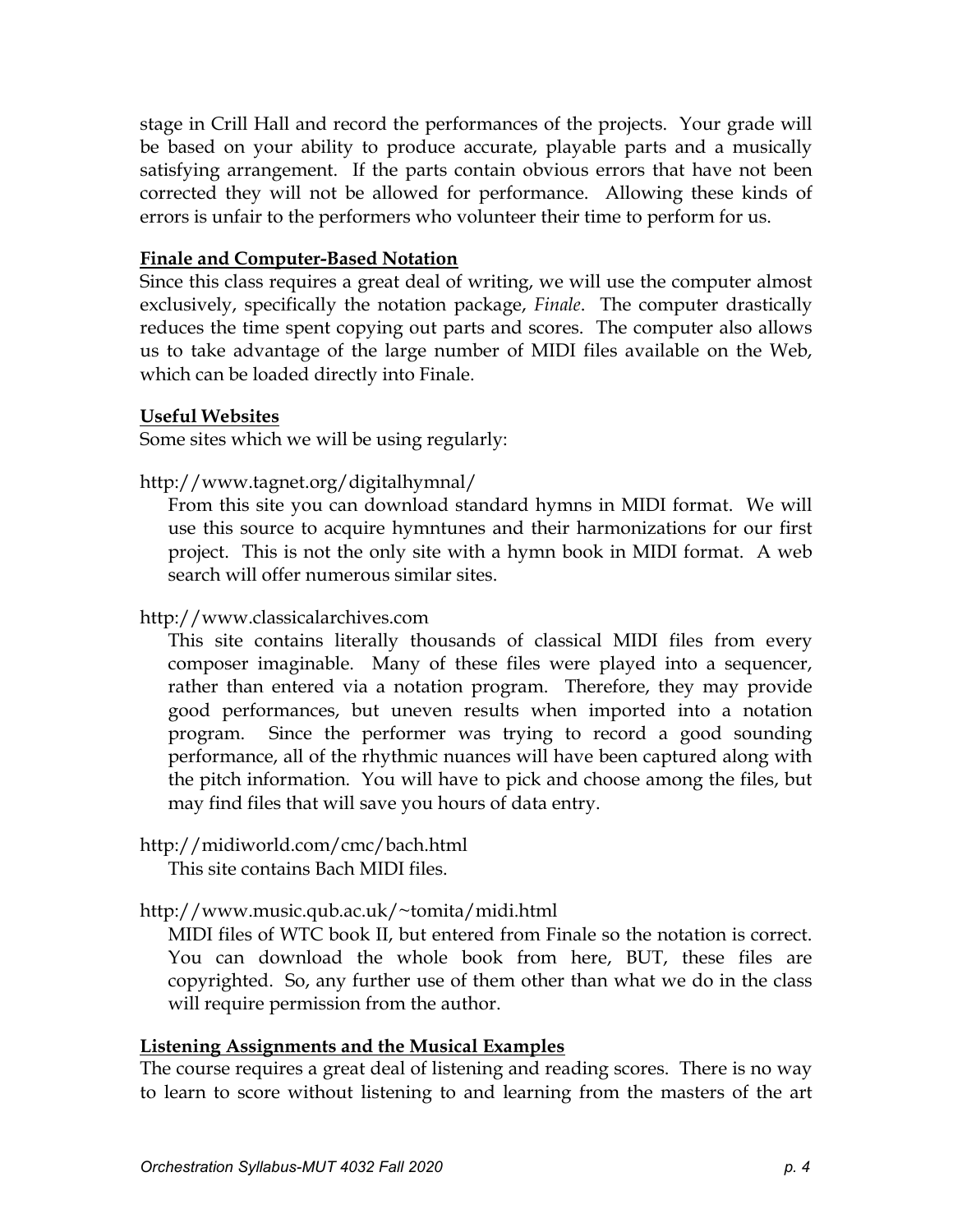stage in Crill Hall and record the performances of the projects. Your grade will be based on your ability to produce accurate, playable parts and a musically satisfying arrangement. If the parts contain obvious errors that have not been corrected they will not be allowed for performance. Allowing these kinds of errors is unfair to the performers who volunteer their time to perform for us.

### Finale and Computer-Based Notation

Since this class requires a great deal of writing, we will use the computer almost exclusively, specifically the notation package, *Finale*. The computer drastically reduces the time spent copying out parts and scores. The computer also allows us to take advantage of the large number of MIDI files available on the Web, which can be loaded directly into Finale.

### Useful Websites

Some sites which we will be using regularly:

http://www.tagnet.org/digitalhymnal/

> From this site you can download standard hymns in MIDI format. We will use this source to acquire hymntunes and their harmonizations for our first project. This is not the only site with a hymn book in MIDI format. A web search will offer numerous similar sites.

http://www.classicalarchives.com

> This site contains literally thousands of classical MIDI files from every composer imaginable. Many of these files were played into a sequencer, rather than entered via a notation program. Therefore, they may provide good performances, but uneven results when imported into a notation program. Since the performer was trying to record a good sounding performance, all of the rhythmic nuances will have been captured along with the pitch information. You will have to pick and choose among the files, but may find files that will save you hours of data entry.

http://midiworld.com/cmc/bach.html

> This site contains Bach MIDI files.

http://www.music.qub.ac.uk/~tomita/midi.html

> MIDI files of WTC book II, but entered from Finale so the notation is correct. You can download the whole book from here, BUT, these files are copyrighted. So, any further use of them other than what we do in the class will require permission from the author.

### Listening Assignments and the Musical Examples

The course requires a great deal of listening and reading scores. There is no way to learn to score without listening to and learning from the masters of the art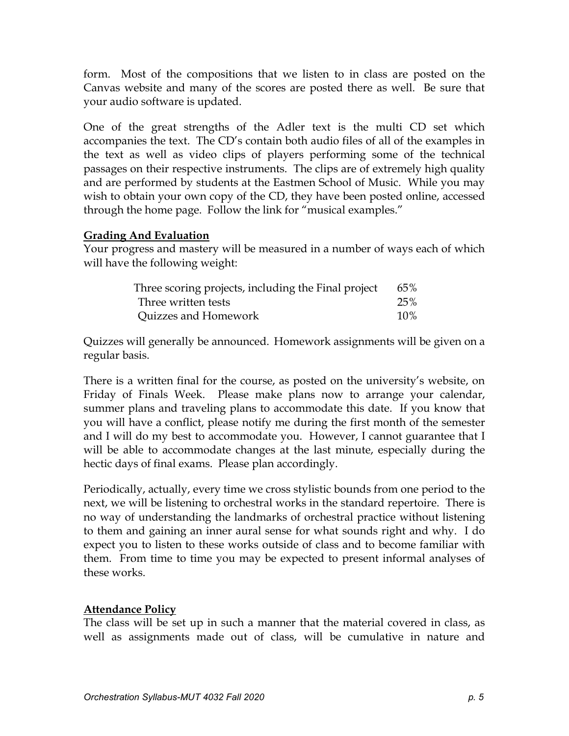form. Most of the compositions that we listen to in class are posted on the Canvas website and many of the scores are posted there as well. Be sure that your audio software is updated.

One of the great strengths of the Adler text is the multi CD set which accompanies the text. The CD's contain both audio files of all of the examples in the text as well as video clips of players performing some of the technical passages on their respective instruments. The clips are of extremely high quality and are performed by students at the Eastmen School of Music. While you may wish to obtain your own copy of the CD, they have been posted online, accessed through the home page. Follow the link for "musical examples."

## Grading And Evaluation

Your progress and mastery will be measured in a number of ways each of which will have the following weight:

| | |
|---|---|
| Three scoring projects, including the Final project | 65% |
| Three written tests | 25% |
| Quizzes and Homework | 10% |

Quizzes will generally be announced. Homework assignments will be given on a regular basis.

There is a written final for the course, as posted on the university's website, on Friday of Finals Week. Please make plans now to arrange your calendar, summer plans and traveling plans to accommodate this date. If you know that you will have a conflict, please notify me during the first month of the semester and I will do my best to accommodate you. However, I cannot guarantee that I will be able to accommodate changes at the last minute, especially during the hectic days of final exams. Please plan accordingly.

Periodically, actually, every time we cross stylistic bounds from one period to the next, we will be listening to orchestral works in the standard repertoire. There is no way of understanding the landmarks of orchestral practice without listening to them and gaining an inner aural sense for what sounds right and why. I do expect you to listen to these works outside of class and to become familiar with them. From time to time you may be expected to present informal analyses of these works.

## Attendance Policy

The class will be set up in such a manner that the material covered in class, as well as assignments made out of class, will be cumulative in nature and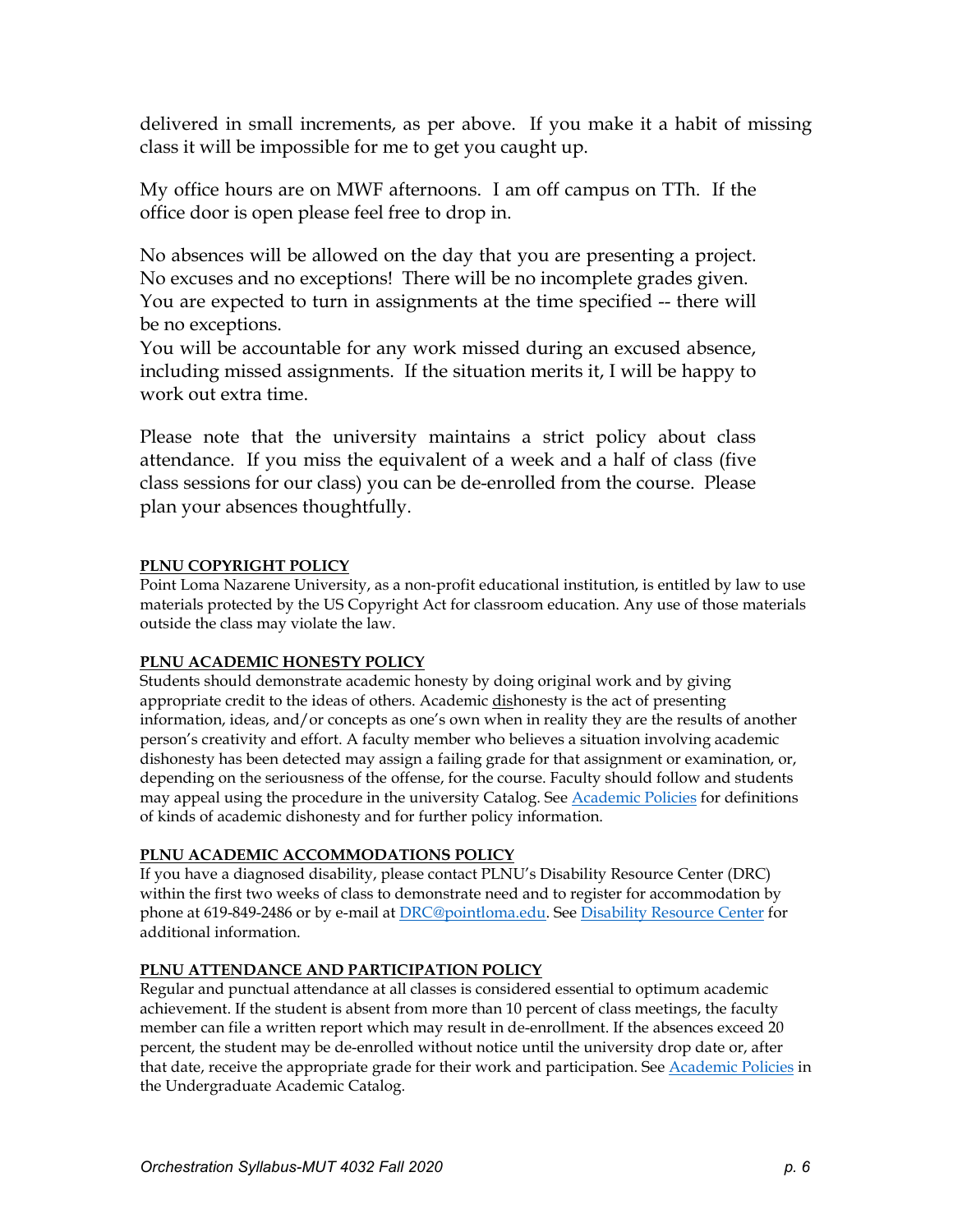delivered in small increments, as per above. If you make it a habit of missing class it will be impossible for me to get you caught up.

My office hours are on MWF afternoons. I am off campus on TTh. If the office door is open please feel free to drop in.

No absences will be allowed on the day that you are presenting a project. No excuses and no exceptions! There will be no incomplete grades given. You are expected to turn in assignments at the time specified -- there will be no exceptions.
You will be accountable for any work missed during an excused absence, including missed assignments. If the situation merits it, I will be happy to work out extra time.

Please note that the university maintains a strict policy about class attendance. If you miss the equivalent of a week and a half of class (five class sessions for our class) you can be de-enrolled from the course. Please plan your absences thoughtfully.

**PLNU COPYRIGHT POLICY**

Point Loma Nazarene University, as a non-profit educational institution, is entitled by law to use materials protected by the US Copyright Act for classroom education. Any use of those materials outside the class may violate the law.

**PLNU ACADEMIC HONESTY POLICY**

Students should demonstrate academic honesty by doing original work and by giving appropriate credit to the ideas of others. Academic dishonesty is the act of presenting information, ideas, and/or concepts as one's own when in reality they are the results of another person's creativity and effort. A faculty member who believes a situation involving academic dishonesty has been detected may assign a failing grade for that assignment or examination, or, depending on the seriousness of the offense, for the course. Faculty should follow and students may appeal using the procedure in the university Catalog. See Academic Policies for definitions of kinds of academic dishonesty and for further policy information.

**PLNU ACADEMIC ACCOMMODATIONS POLICY**

If you have a diagnosed disability, please contact PLNU's Disability Resource Center (DRC) within the first two weeks of class to demonstrate need and to register for accommodation by phone at 619-849-2486 or by e-mail at DRC@pointloma.edu. See Disability Resource Center for additional information.

**PLNU ATTENDANCE AND PARTICIPATION POLICY**

Regular and punctual attendance at all classes is considered essential to optimum academic achievement. If the student is absent from more than 10 percent of class meetings, the faculty member can file a written report which may result in de-enrollment. If the absences exceed 20 percent, the student may be de-enrolled without notice until the university drop date or, after that date, receive the appropriate grade for their work and participation. See Academic Policies in the Undergraduate Academic Catalog.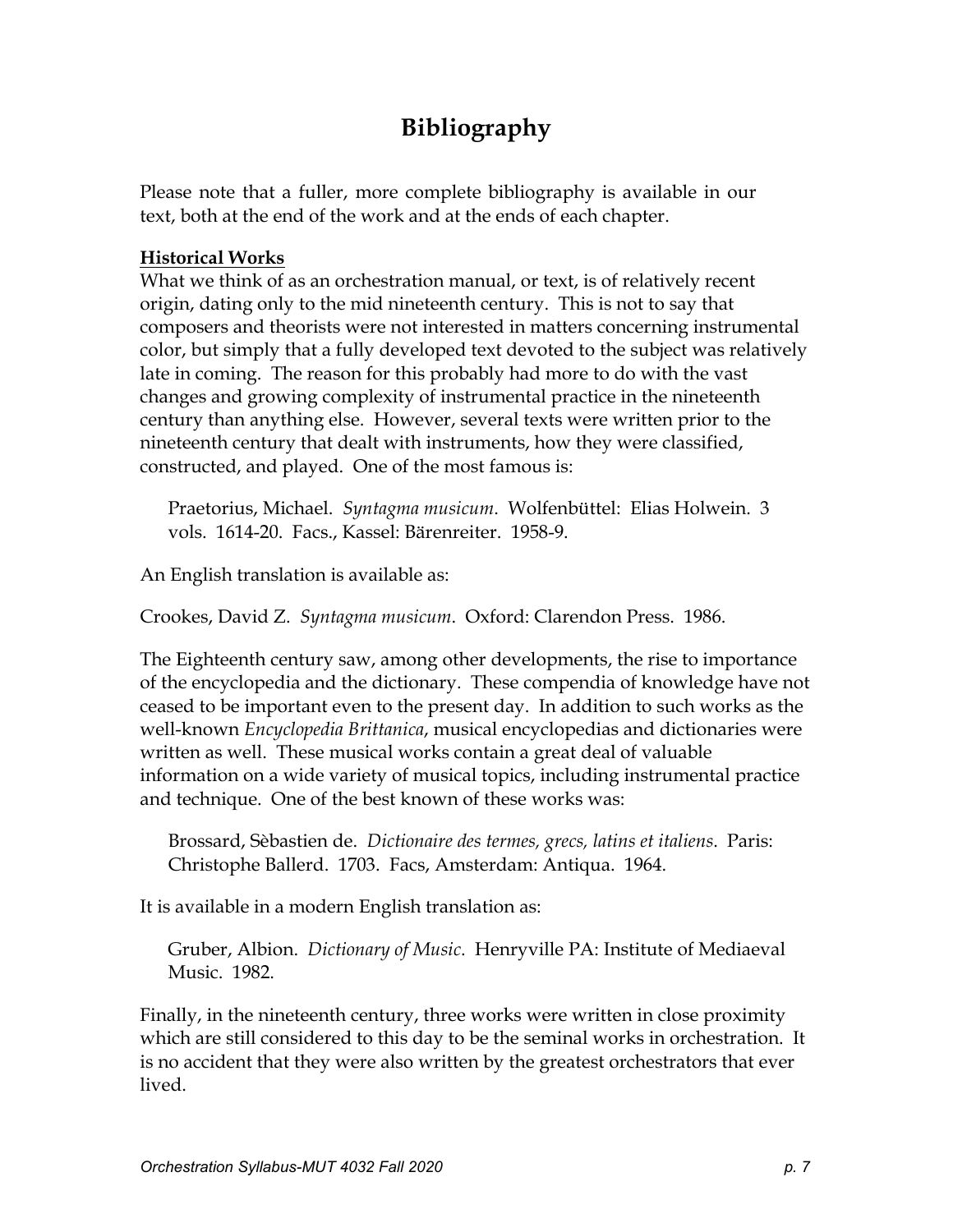# Bibliography

Please note that a fuller, more complete bibliography is available in our text, both at the end of the work and at the ends of each chapter.

**Historical Works**

What we think of as an orchestration manual, or text, is of relatively recent origin, dating only to the mid nineteenth century. This is not to say that composers and theorists were not interested in matters concerning instrumental color, but simply that a fully developed text devoted to the subject was relatively late in coming. The reason for this probably had more to do with the vast changes and growing complexity of instrumental practice in the nineteenth century than anything else. However, several texts were written prior to the nineteenth century that dealt with instruments, how they were classified, constructed, and played. One of the most famous is:

> Praetorius, Michael. *Syntagma musicum*. Wolfenbüttel: Elias Holwein. 3 vols. 1614-20. Facs., Kassel: Bärenreiter. 1958-9.

An English translation is available as:

Crookes, David Z. *Syntagma musicum*. Oxford: Clarendon Press. 1986.

The Eighteenth century saw, among other developments, the rise to importance of the encyclopedia and the dictionary. These compendia of knowledge have not ceased to be important even to the present day. In addition to such works as the well-known *Encyclopedia Brittanica*, musical encyclopedias and dictionaries were written as well. These musical works contain a great deal of valuable information on a wide variety of musical topics, including instrumental practice and technique. One of the best known of these works was:

> Brossard, Sèbastien de. *Dictionaire des termes, grecs, latins et italiens*. Paris: Christophe Ballerd. 1703. Facs, Amsterdam: Antiqua. 1964.

It is available in a modern English translation as:

> Gruber, Albion. *Dictionary of Music*. Henryville PA: Institute of Mediaeval Music. 1982.

Finally, in the nineteenth century, three works were written in close proximity which are still considered to this day to be the seminal works in orchestration. It is no accident that they were also written by the greatest orchestrators that ever lived.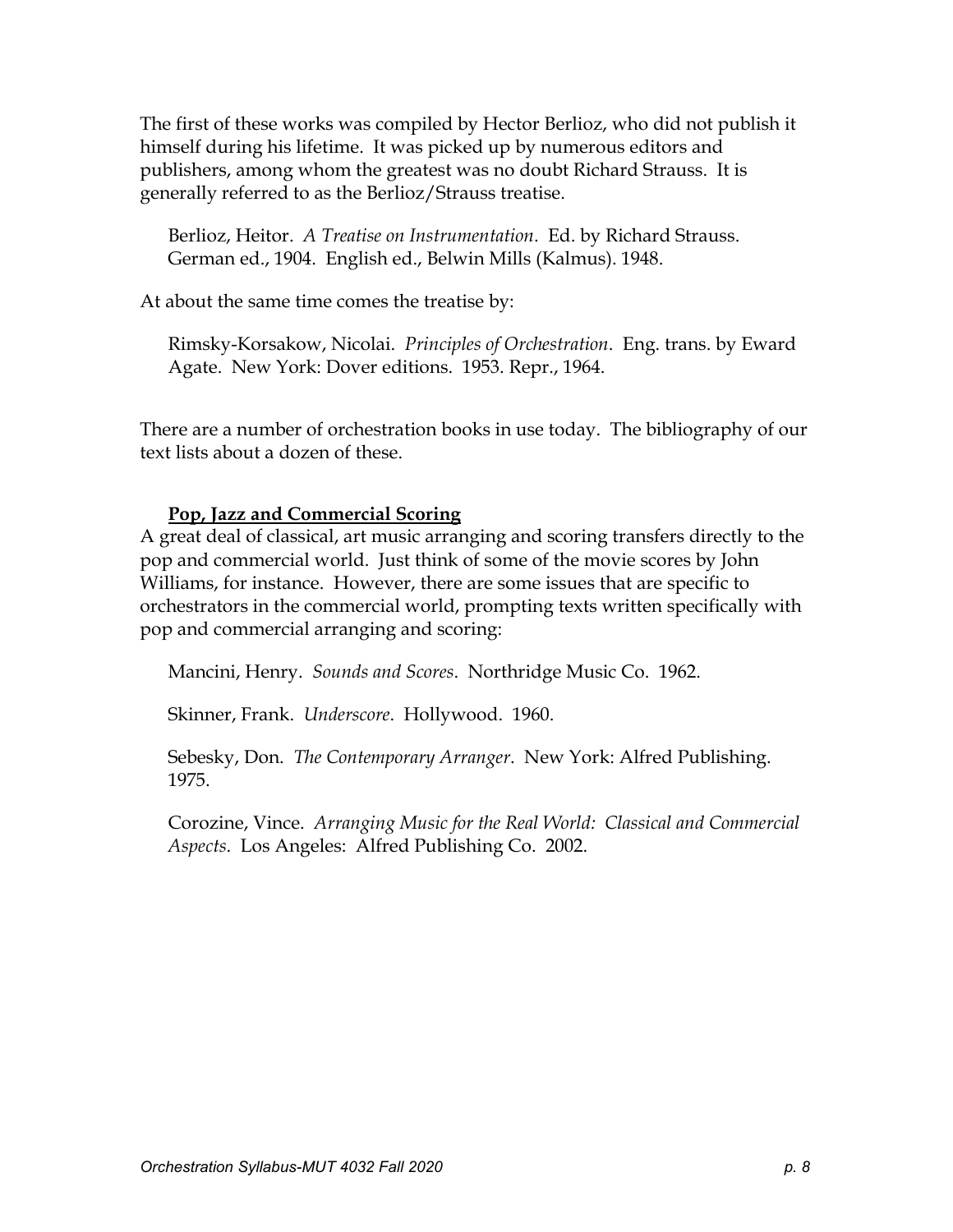The first of these works was compiled by Hector Berlioz, who did not publish it himself during his lifetime. It was picked up by numerous editors and publishers, among whom the greatest was no doubt Richard Strauss. It is generally referred to as the Berlioz/Strauss treatise.

> Berlioz, Heitor. *A Treatise on Instrumentation*. Ed. by Richard Strauss. German ed., 1904. English ed., Belwin Mills (Kalmus). 1948.

At about the same time comes the treatise by:

> Rimsky-Korsakow, Nicolai. *Principles of Orchestration*. Eng. trans. by Eward Agate. New York: Dover editions. 1953. Repr., 1964.

There are a number of orchestration books in use today. The bibliography of our text lists about a dozen of these.

**Pop, Jazz and Commercial Scoring**

A great deal of classical, art music arranging and scoring transfers directly to the pop and commercial world. Just think of some of the movie scores by John Williams, for instance. However, there are some issues that are specific to orchestrators in the commercial world, prompting texts written specifically with pop and commercial arranging and scoring:

> Mancini, Henry. *Sounds and Scores*. Northridge Music Co. 1962.
>
> Skinner, Frank. *Underscore*. Hollywood. 1960.
>
> Sebesky, Don. *The Contemporary Arranger*. New York: Alfred Publishing. 1975.
>
> Corozine, Vince. *Arranging Music for the Real World: Classical and Commercial Aspects*. Los Angeles: Alfred Publishing Co. 2002.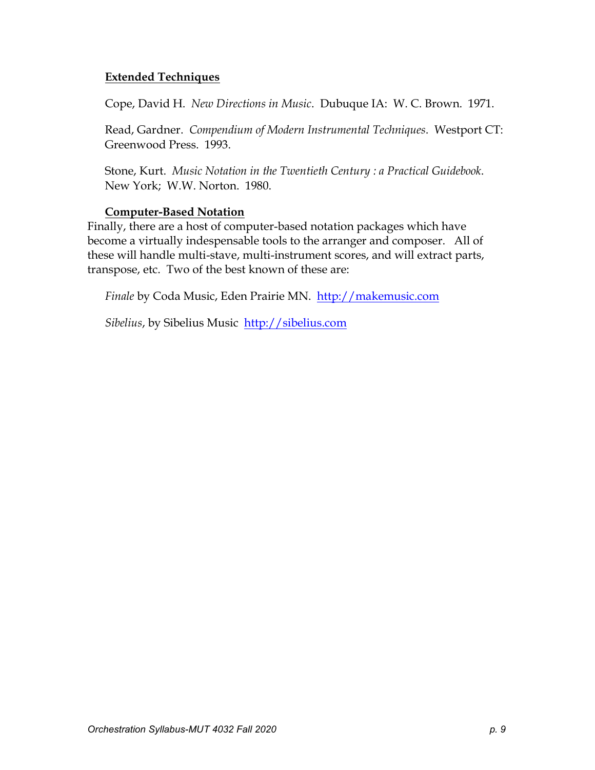**Extended Techniques**

Cope, David H. *New Directions in Music*. Dubuque IA: W. C. Brown. 1971.

Read, Gardner. *Compendium of Modern Instrumental Techniques*. Westport CT: Greenwood Press. 1993.

Stone, Kurt. *Music Notation in the Twentieth Century : a Practical Guidebook*. New York; W.W. Norton. 1980.

**Computer-Based Notation**

Finally, there are a host of computer-based notation packages which have become a virtually indespensable tools to the arranger and composer. All of these will handle multi-stave, multi-instrument scores, and will extract parts, transpose, etc. Two of the best known of these are:

*Finale* by Coda Music, Eden Prairie MN. http://makemusic.com

*Sibelius*, by Sibelius Music http://sibelius.com